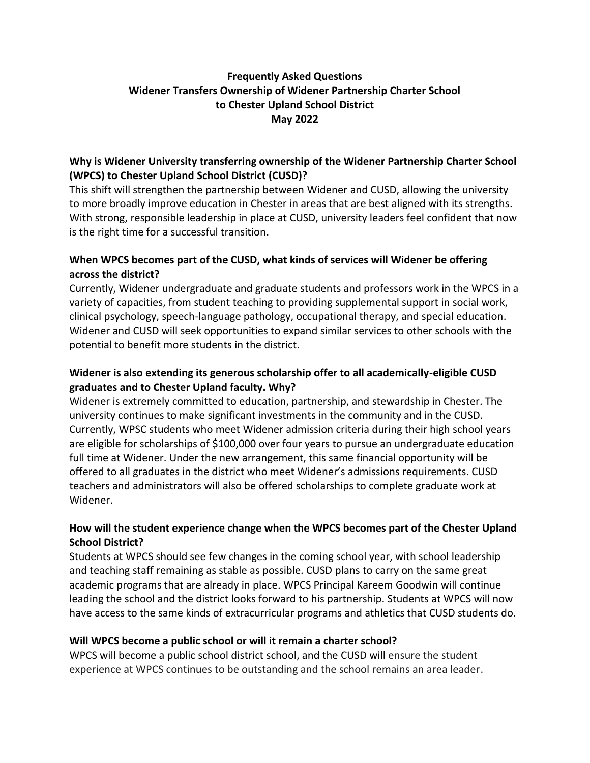# Frequently Asked Questions
# Widener Transfers Ownership of Widener Partnership Charter School to Chester Upland School District
# May 2022

### Why is Widener University transferring ownership of the Widener Partnership Charter School (WPCS) to Chester Upland School District (CUSD)?

This shift will strengthen the partnership between Widener and CUSD, allowing the university to more broadly improve education in Chester in areas that are best aligned with its strengths. With strong, responsible leadership in place at CUSD, university leaders feel confident that now is the right time for a successful transition.

### When WPCS becomes part of the CUSD, what kinds of services will Widener be offering across the district?

Currently, Widener undergraduate and graduate students and professors work in the WPCS in a variety of capacities, from student teaching to providing supplemental support in social work, clinical psychology, speech-language pathology, occupational therapy, and special education. Widener and CUSD will seek opportunities to expand similar services to other schools with the potential to benefit more students in the district.

### Widener is also extending its generous scholarship offer to all academically-eligible CUSD graduates and to Chester Upland faculty. Why?

Widener is extremely committed to education, partnership, and stewardship in Chester. The university continues to make significant investments in the community and in the CUSD. Currently, WPSC students who meet Widener admission criteria during their high school years are eligible for scholarships of $100,000 over four years to pursue an undergraduate education full time at Widener. Under the new arrangement, this same financial opportunity will be offered to all graduates in the district who meet Widener's admissions requirements. CUSD teachers and administrators will also be offered scholarships to complete graduate work at Widener.

### How will the student experience change when the WPCS becomes part of the Chester Upland School District?

Students at WPCS should see few changes in the coming school year, with school leadership and teaching staff remaining as stable as possible. CUSD plans to carry on the same great academic programs that are already in place. WPCS Principal Kareem Goodwin will continue leading the school and the district looks forward to his partnership. Students at WPCS will now have access to the same kinds of extracurricular programs and athletics that CUSD students do.

### Will WPCS become a public school or will it remain a charter school?

WPCS will become a public school district school, and the CUSD will ensure the student experience at WPCS continues to be outstanding and the school remains an area leader.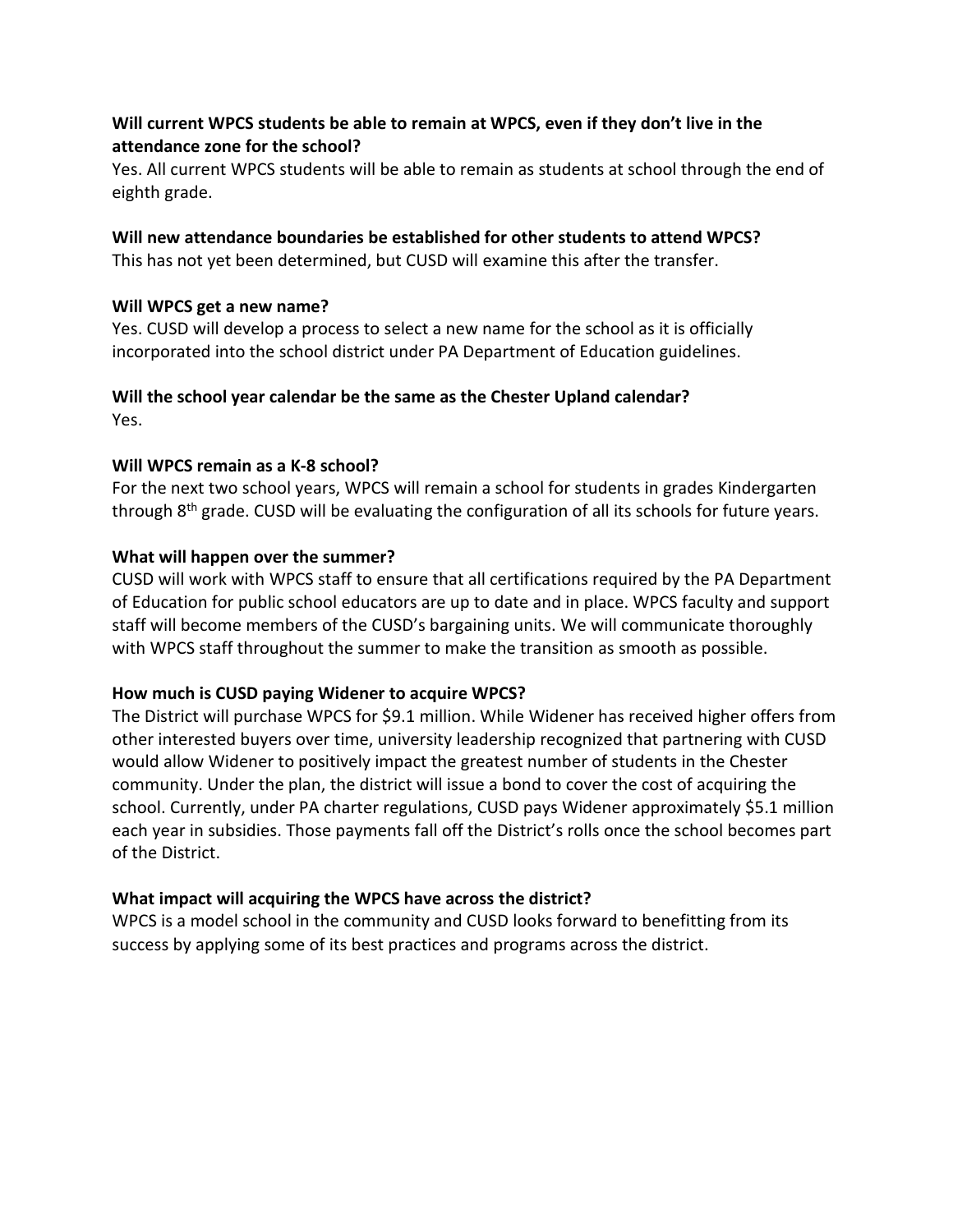**Will current WPCS students be able to remain at WPCS, even if they don't live in the attendance zone for the school?**

Yes. All current WPCS students will be able to remain as students at school through the end of eighth grade.

**Will new attendance boundaries be established for other students to attend WPCS?**

This has not yet been determined, but CUSD will examine this after the transfer.

**Will WPCS get a new name?**

Yes. CUSD will develop a process to select a new name for the school as it is officially incorporated into the school district under PA Department of Education guidelines.

**Will the school year calendar be the same as the Chester Upland calendar?**

Yes.

**Will WPCS remain as a K-8 school?**

For the next two school years, WPCS will remain a school for students in grades Kindergarten through 8th grade. CUSD will be evaluating the configuration of all its schools for future years.

**What will happen over the summer?**

CUSD will work with WPCS staff to ensure that all certifications required by the PA Department of Education for public school educators are up to date and in place. WPCS faculty and support staff will become members of the CUSD's bargaining units. We will communicate thoroughly with WPCS staff throughout the summer to make the transition as smooth as possible.

**How much is CUSD paying Widener to acquire WPCS?**

The District will purchase WPCS for $9.1 million. While Widener has received higher offers from other interested buyers over time, university leadership recognized that partnering with CUSD would allow Widener to positively impact the greatest number of students in the Chester community. Under the plan, the district will issue a bond to cover the cost of acquiring the school. Currently, under PA charter regulations, CUSD pays Widener approximately $5.1 million each year in subsidies. Those payments fall off the District's rolls once the school becomes part of the District.

**What impact will acquiring the WPCS have across the district?**

WPCS is a model school in the community and CUSD looks forward to benefitting from its success by applying some of its best practices and programs across the district.